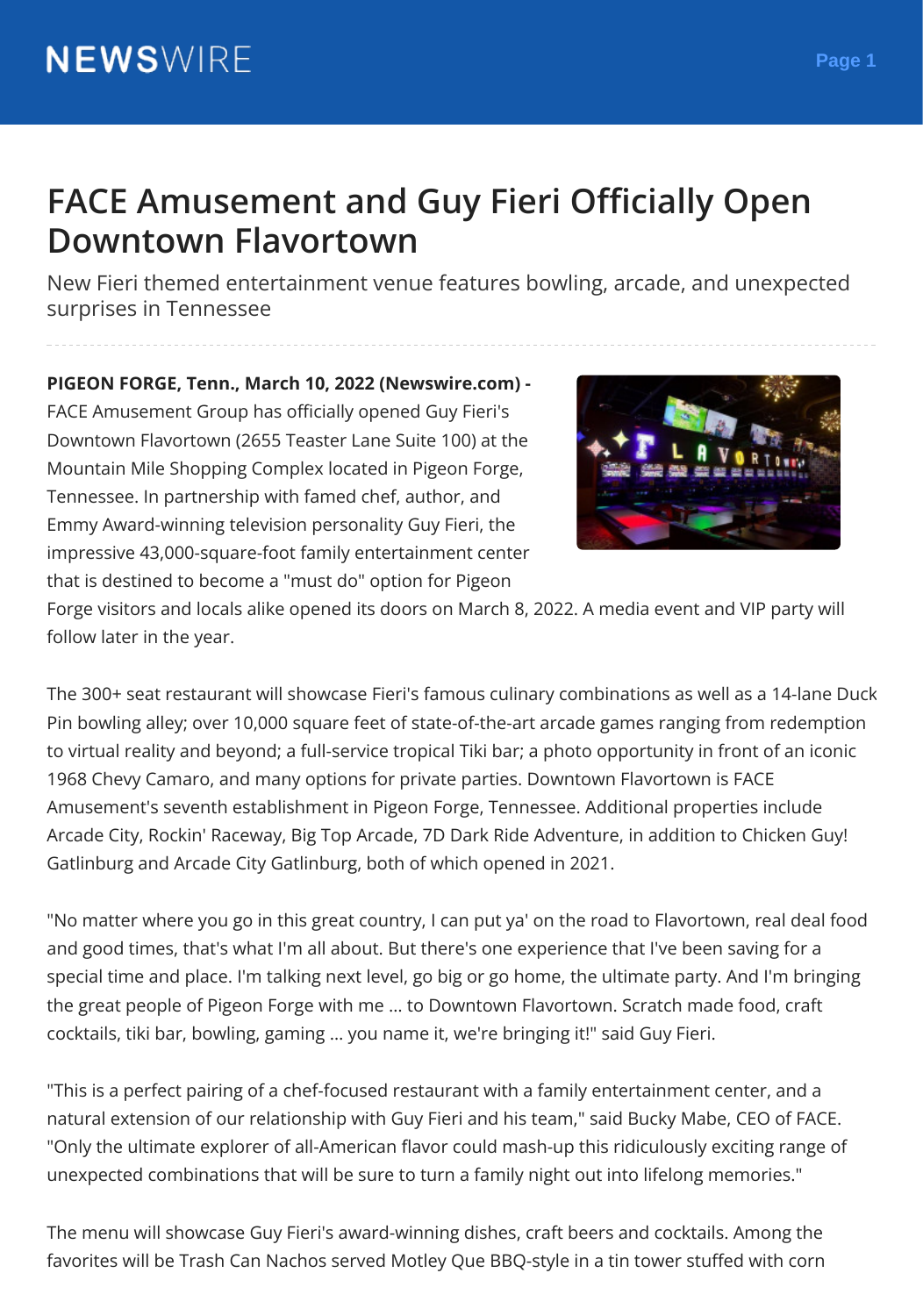# FACE Amusement and Guy Fieri Officially Open Downtown Flavortown

New Fieri themed entertainment venue features bowling, arcade, and unexpected surprises in Tennessee

**PIGEON FORGE, Tenn., March 10, 2022 (Newswire.com) -** FACE Amusement Group has officially opened Guy Fieri's Downtown Flavortown (2655 Teaster Lane Suite 100) at the Mountain Mile Shopping Complex located in Pigeon Forge, Tennessee. In partnership with famed chef, author, and Emmy Award-winning television personality Guy Fieri, the impressive 43,000-square-foot family entertainment center that is destined to become a "must do" option for Pigeon Forge visitors and locals alike opened its doors on March 8, 2022. A media event and VIP party will follow later in the year.

The 300+ seat restaurant will showcase Fieri's famous culinary combinations as well as a 14-lane Duck Pin bowling alley; over 10,000 square feet of state-of-the-art arcade games ranging from redemption to virtual reality and beyond; a full-service tropical Tiki bar; a photo opportunity in front of an iconic 1968 Chevy Camaro, and many options for private parties. Downtown Flavortown is FACE Amusement's seventh establishment in Pigeon Forge, Tennessee. Additional properties include Arcade City, Rockin' Raceway, Big Top Arcade, 7D Dark Ride Adventure, in addition to Chicken Guy! Gatlinburg and Arcade City Gatlinburg, both of which opened in 2021.

"No matter where you go in this great country, I can put ya' on the road to Flavortown, real deal food and good times, that's what I'm all about. But there's one experience that I've been saving for a special time and place. I'm talking next level, go big or go home, the ultimate party. And I'm bringing the great people of Pigeon Forge with me ... to Downtown Flavortown. Scratch made food, craft cocktails, tiki bar, bowling, gaming ... you name it, we're bringing it!" said Guy Fieri.

"This is a perfect pairing of a chef-focused restaurant with a family entertainment center, and a natural extension of our relationship with Guy Fieri and his team," said Bucky Mabe, CEO of FACE. "Only the ultimate explorer of all-American flavor could mash-up this ridiculously exciting range of unexpected combinations that will be sure to turn a family night out into lifelong memories."

The menu will showcase Guy Fieri's award-winning dishes, craft beers and cocktails. Among the favorites will be Trash Can Nachos served Motley Que BBQ-style in a tin tower stuffed with corn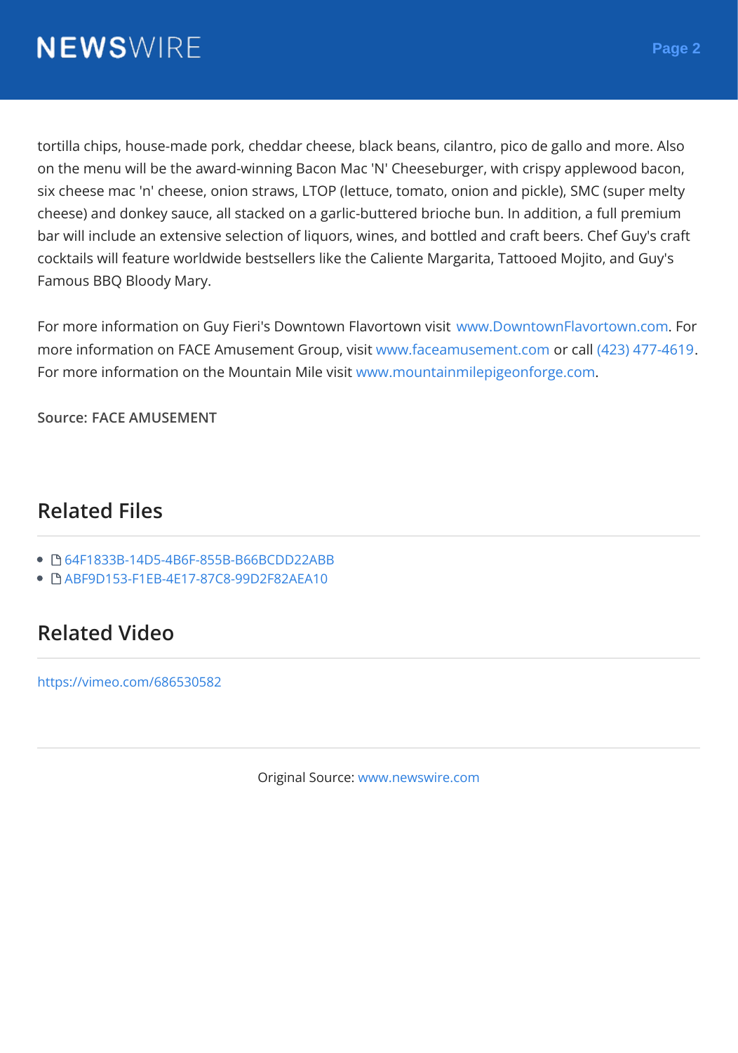tortilla chips, house-made pork, cheddar cheese, black beans, cilantro, pico de gallo and more. Also on the menu will be the award-winning Bacon Mac 'N' Cheeseburger, with crispy applewood bacon, six cheese mac 'n' cheese, onion straws, LTOP (lettuce, tomato, onion and pickle), SMC (super melty cheese) and donkey sauce, all stacked on a garlic-buttered brioche bun. In addition, a full premium bar will include an extensive selection of liquors, wines, and bottled and craft beers. Chef Guy's craft cocktails will feature worldwide bestsellers like the Caliente Margarita, Tattooed Mojito, and Guy's Famous BBQ Bloody Mary.

For more information on Guy Fieri's Downtown Flavortown visit www.DowntownFlavortown.com. For more information on FACE Amusement Group, visit www.faceamusement.com or call (423) 477-4619. For more information on the Mountain Mile visit www.mountainmilepigeonforge.com.

**Source: FACE AMUSEMENT**

## Related Files

- 64F1833B-14D5-4B6F-855B-B66BCDD22ABB
- ABF9D153-F1EB-4E17-87C8-99D2F82AEA10

## Related Video

https://vimeo.com/686530582

Original Source: www.newswire.com